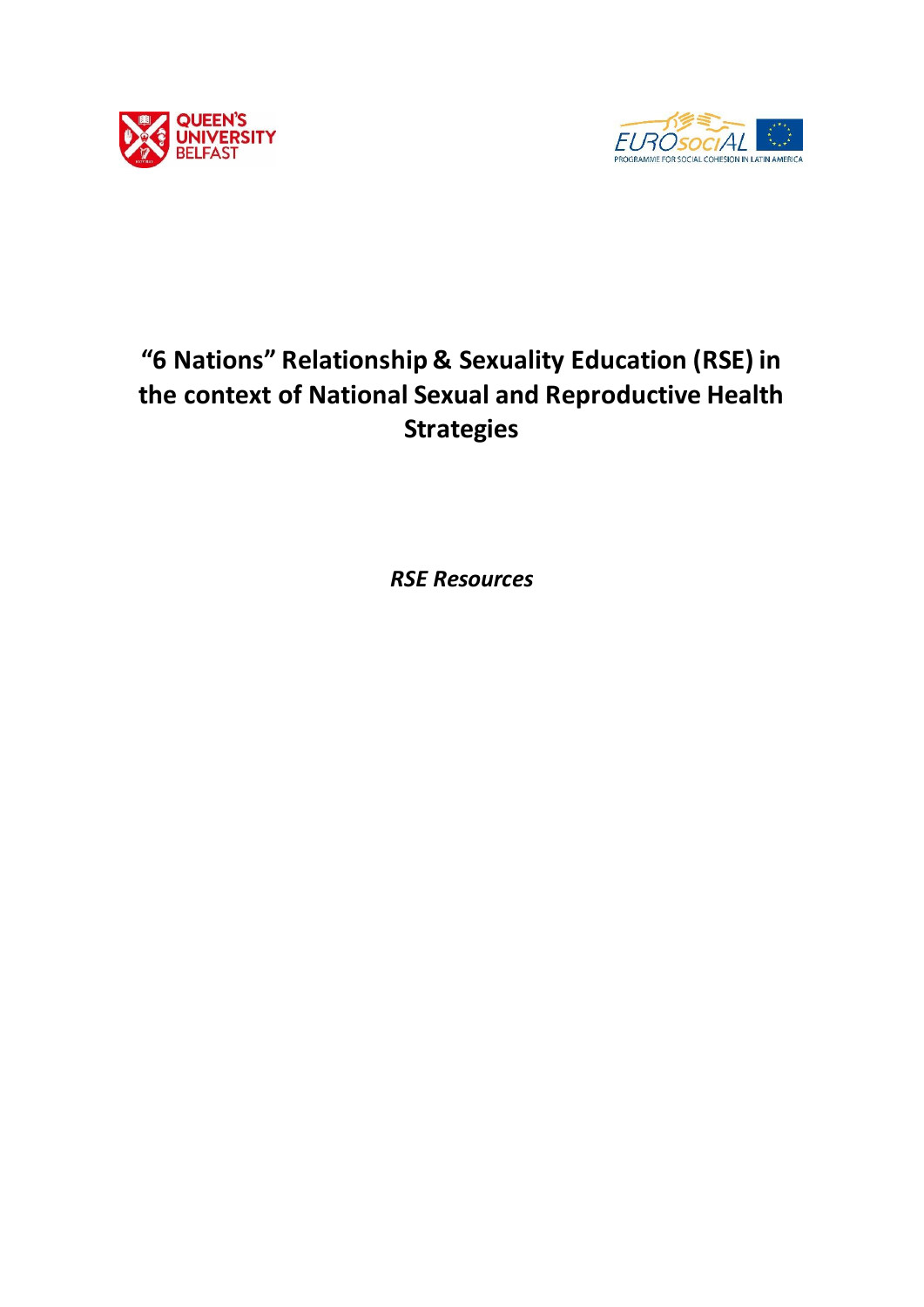# "6 Nations" Relationship & Sexuality Education (RSE) in the context of National Sexual and Reproductive Health Strategies

*RSE Resources*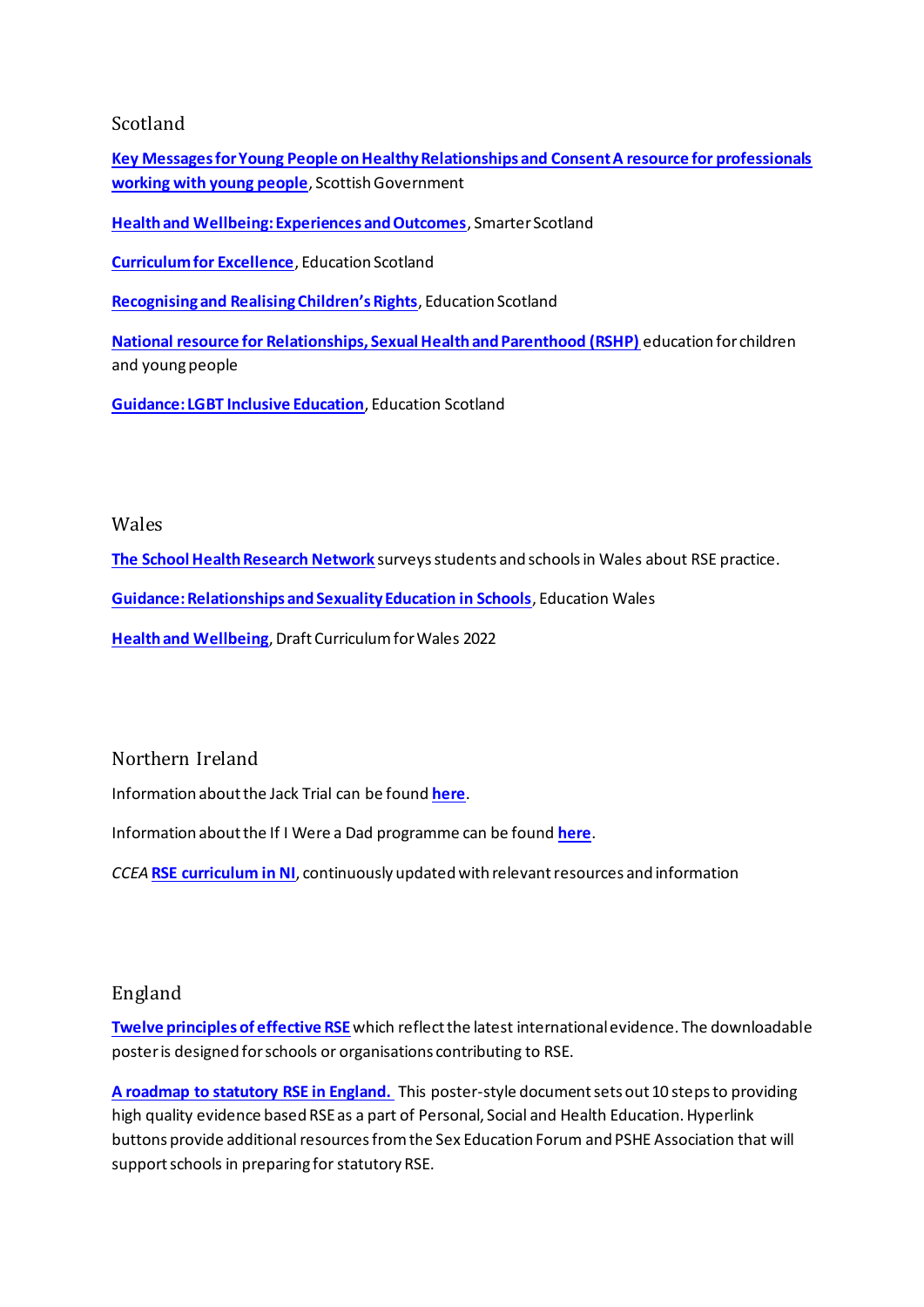## Scotland

**Key Messages for Young People on Healthy Relationships and Consent A resource for professionals working with young people**, Scottish Government

**Health and Wellbeing: Experiences and Outcomes**, Smarter Scotland

**Curriculum for Excellence**, Education Scotland

**Recognising and Realising Children's Rights**, Education Scotland

**National resource for Relationships, Sexual Health and Parenthood (RSHP)** education for children and young people

**Guidance: LGBT Inclusive Education**, Education Scotland

## Wales

**The School Health Research Network** surveys students and schools in Wales about RSE practice.

**Guidance: Relationships and Sexuality Education in Schools**, Education Wales

**Health and Wellbeing**, Draft Curriculum for Wales 2022

## Northern Ireland

Information about the Jack Trial can be found **here**.

Information about the If I Were a Dad programme can be found **here**.

*CCEA* **RSE curriculum in NI**, continuously updated with relevant resources and information

## England

**Twelve principles of effective RSE** which reflect the latest international evidence. The downloadable poster is designed for schools or organisations contributing to RSE.

**A roadmap to statutory RSE in England.** This poster-style document sets out 10 steps to providing high quality evidence based RSE as a part of Personal, Social and Health Education. Hyperlink buttons provide additional resources from the Sex Education Forum and PSHE Association that will support schools in preparing for statutory RSE.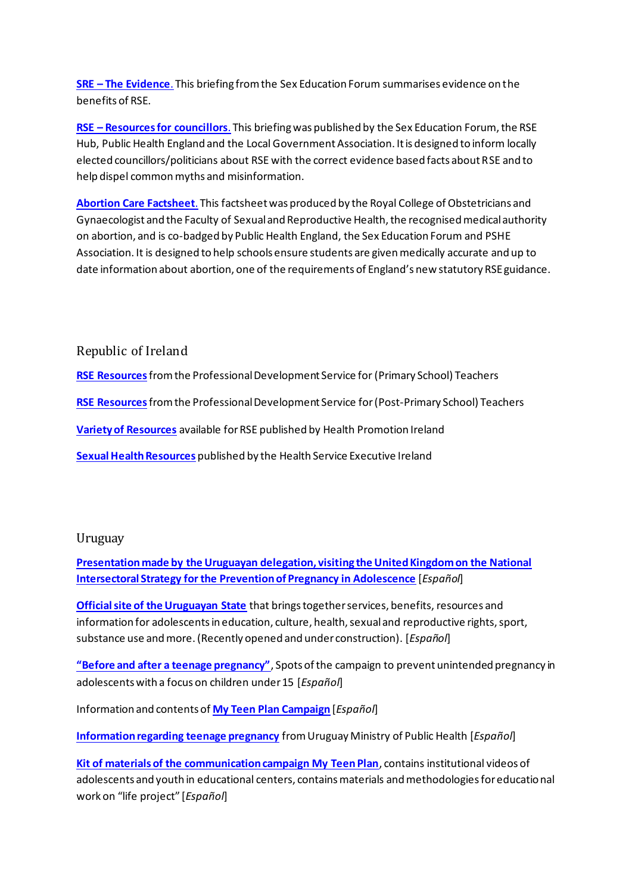**SRE – The Evidence.** This briefing from the Sex Education Forum summarises evidence on the benefits of RSE.

**RSE – Resources for councillors.** This briefing was published by the Sex Education Forum, the RSE Hub, Public Health England and the Local Government Association. It is designed to inform locally elected councillors/politicians about RSE with the correct evidence based facts about RSE and to help dispel common myths and misinformation.

**Abortion Care Factsheet.** This factsheet was produced by the Royal College of Obstetricians and Gynaecologist and the Faculty of Sexual and Reproductive Health, the recognised medical authority on abortion, and is co-badged by Public Health England, the Sex Education Forum and PSHE Association. It is designed to help schools ensure students are given medically accurate and up to date information about abortion, one of the requirements of England's new statutory RSE guidance.

## Republic of Ireland

**RSE Resources** from the Professional Development Service for (Primary School) Teachers

**RSE Resources** from the Professional Development Service for (Post-Primary School) Teachers

**Variety of Resources** available for RSE published by Health Promotion Ireland

**Sexual Health Resources** published by the Health Service Executive Ireland

## Uruguay

**Presentation made by the Uruguayan delegation, visiting the United Kingdom on the National Intersectoral Strategy for the Prevention of Pregnancy in Adolescence** [*Español*]

**Official site of the Uruguayan State** that brings together services, benefits, resources and information for adolescents in education, culture, health, sexual and reproductive rights, sport, substance use and more. (Recently opened and under construction). [*Español*]

**"Before and after a teenage pregnancy"**, Spots of the campaign to prevent unintended pregnancy in adolescents with a focus on children under 15 [*Español*]

Information and contents of **My Teen Plan Campaign** [*Español*]

**Information regarding teenage pregnancy** from Uruguay Ministry of Public Health [*Español*]

**Kit of materials of the communication campaign My Teen Plan**, contains institutional videos of adolescents and youth in educational centers, contains materials and methodologies for educational work on "life project" [*Español*]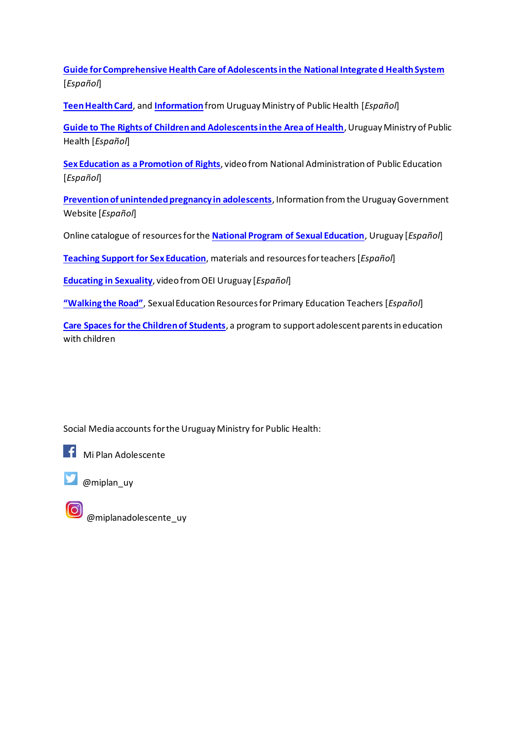**Guide for Comprehensive Health Care of Adolescents in the National Integrated Health System** [*Español*]

**Teen Health Card**, and **Information** from Uruguay Ministry of Public Health [*Español*]

**Guide to The Rights of Children and Adolescents in the Area of Health**, Uruguay Ministry of Public Health [*Español*]

**Sex Education as a Promotion of Rights**, video from National Administration of Public Education [*Español*]

**Prevention of unintended pregnancy in adolescents**, Information from the Uruguay Government Website [*Español*]

Online catalogue of resources for the **National Program of Sexual Education**, Uruguay [*Español*]

**Teaching Support for Sex Education**, materials and resources for teachers [*Español*]

**Educating in Sexuality**, video from OEI Uruguay [*Español*]

**"Walking the Road"**, Sexual Education Resources for Primary Education Teachers [*Español*]

**Care Spaces for the Children of Students**, a program to support adolescent parents in education with children

Social Media accounts for the Uruguay Ministry for Public Health:

Mi Plan Adolescente

@miplan_uy

@miplanadolescente_uy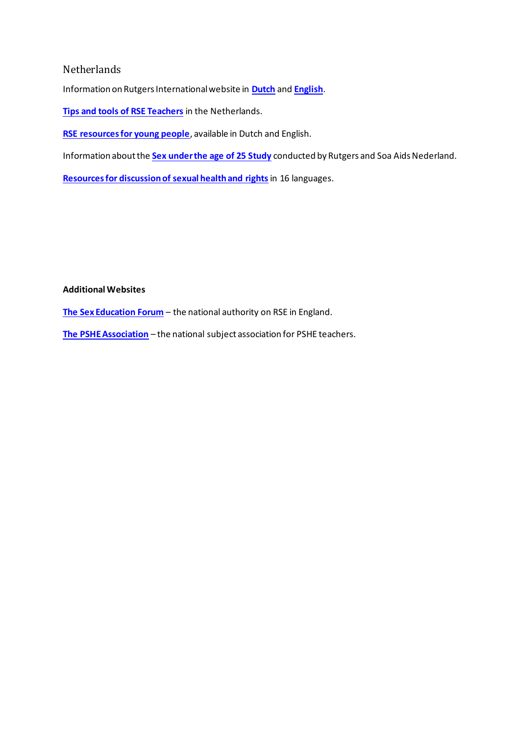## Netherlands

Information on Rutgers International website in **Dutch** and **English**.

**Tips and tools of RSE Teachers** in the Netherlands.

**RSE resources for young people**, available in Dutch and English.

Information about the **Sex under the age of 25 Study** conducted by Rutgers and Soa Aids Nederland.

**Resources for discussion of sexual health and rights** in 16 languages.

**Additional Websites**

**The Sex Education Forum** – the national authority on RSE in England.

**The PSHE Association** – the national subject association for PSHE teachers.